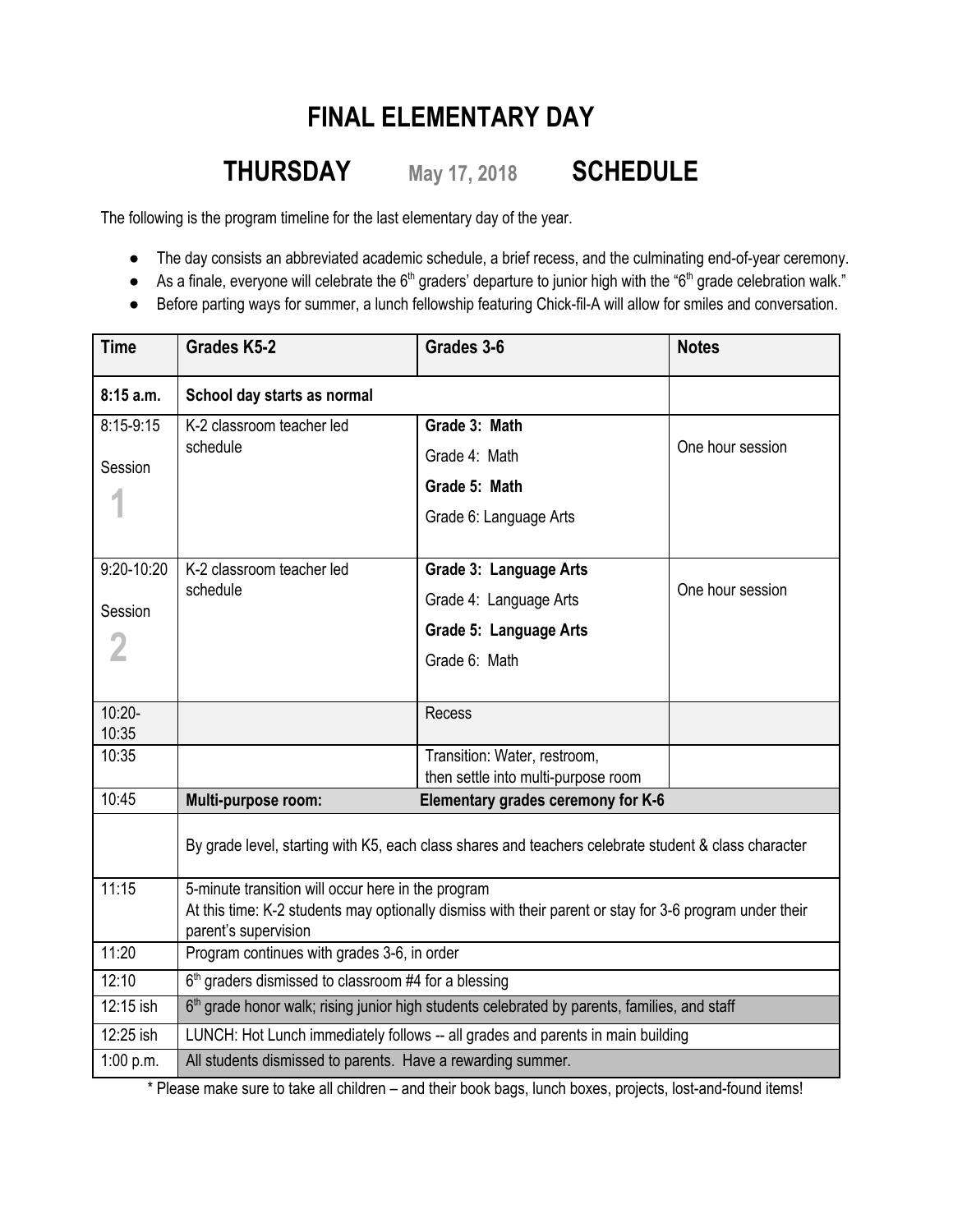# FINAL ELEMENTARY DAY

## THURSDAY May 17, 2018 SCHEDULE

The following is the program timeline for the last elementary day of the year.

- The day consists an abbreviated academic schedule, a brief recess, and the culminating end-of-year ceremony.
- As a finale, everyone will celebrate the 6th graders' departure to junior high with the "6th grade celebration walk."
- Before parting ways for summer, a lunch fellowship featuring Chick-fil-A will allow for smiles and conversation.

| Time | Grades K5-2 | Grades 3-6 | Notes |
|---|---|---|---|
| **8:15 a.m.** | **School day starts as normal** | | |
| 8:15-9:15 Session 1 | K-2 classroom teacher led schedule | **Grade 3: Math**<br>Grade 4: Math<br>**Grade 5: Math**<br>Grade 6: Language Arts | One hour session |
| 9:20-10:20 Session 2 | K-2 classroom teacher led schedule | **Grade 3: Language Arts**<br>Grade 4: Language Arts<br>**Grade 5: Language Arts**<br>Grade 6: Math | One hour session |
| 10:20-10:35 | | Recess | |
| 10:35 | | Transition: Water, restroom, then settle into multi-purpose room | |
| 10:45 | **Multi-purpose room:** | **Elementary grades ceremony for K-6** | |
| | By grade level, starting with K5, each class shares and teachers celebrate student & class character | | |
| 11:15 | 5-minute transition will occur here in the program<br>At this time: K-2 students may optionally dismiss with their parent or stay for 3-6 program under their parent's supervision | | |
| 11:20 | Program continues with grades 3-6, in order | | |
| 12:10 | 6th graders dismissed to classroom #4 for a blessing | | |
| 12:15 ish | 6th grade honor walk; rising junior high students celebrated by parents, families, and staff | | |
| 12:25 ish | LUNCH: Hot Lunch immediately follows -- all grades and parents in main building | | |
| 1:00 p.m. | All students dismissed to parents. Have a rewarding summer. | | |

* Please make sure to take all children – and their book bags, lunch boxes, projects, lost-and-found items!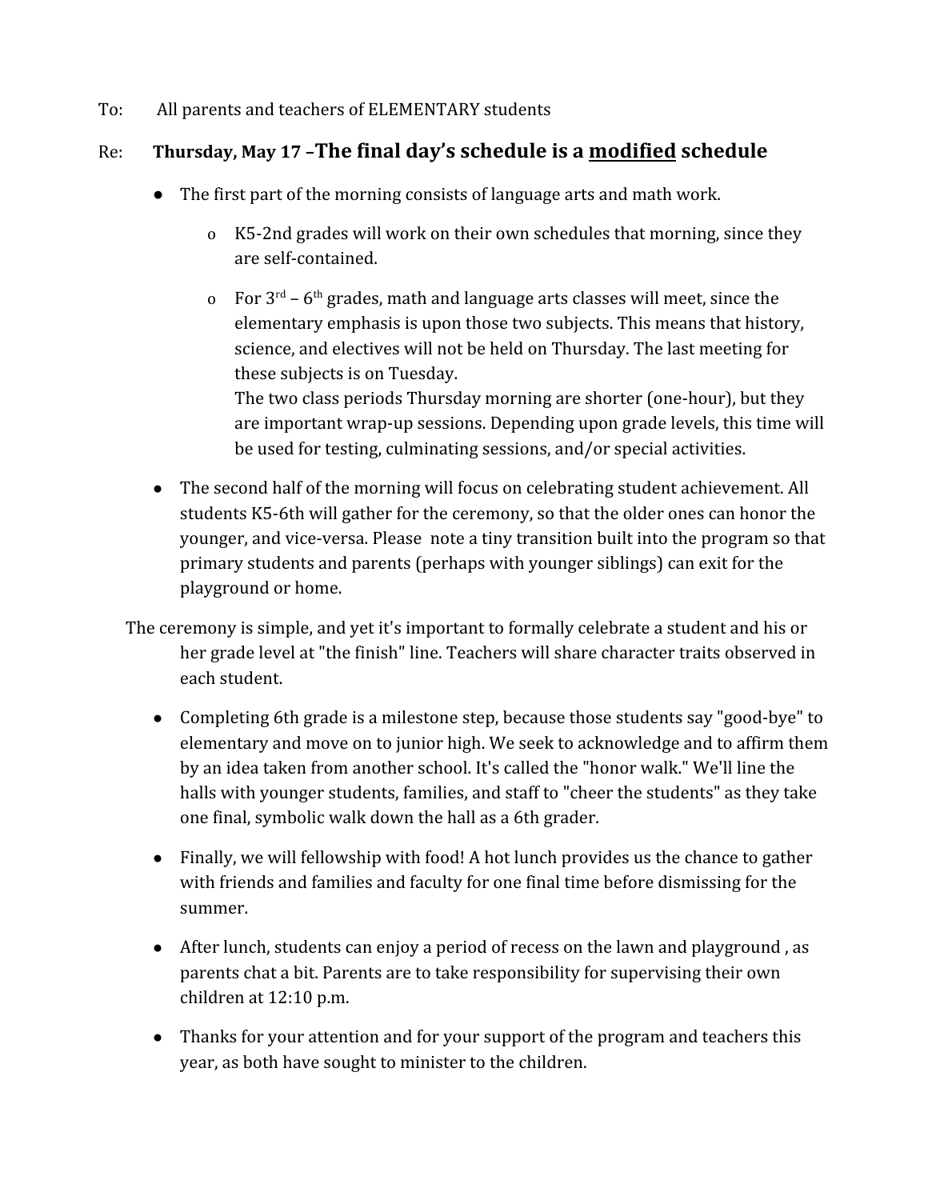To: All parents and teachers of ELEMENTARY students

Re: **Thursday, May 17 –The final day's schedule is a <u>modified</u> schedule**

- The first part of the morning consists of language arts and math work.
  - K5-2nd grades will work on their own schedules that morning, since they are self-contained.
  - For 3rd – 6th grades, math and language arts classes will meet, since the elementary emphasis is upon those two subjects. This means that history, science, and electives will not be held on Thursday. The last meeting for these subjects is on Tuesday.
    The two class periods Thursday morning are shorter (one-hour), but they are important wrap-up sessions. Depending upon grade levels, this time will be used for testing, culminating sessions, and/or special activities.
- The second half of the morning will focus on celebrating student achievement. All students K5-6th will gather for the ceremony, so that the older ones can honor the younger, and vice-versa. Please note a tiny transition built into the program so that primary students and parents (perhaps with younger siblings) can exit for the playground or home.

The ceremony is simple, and yet it's important to formally celebrate a student and his or her grade level at "the finish" line. Teachers will share character traits observed in each student.

- Completing 6th grade is a milestone step, because those students say "good-bye" to elementary and move on to junior high. We seek to acknowledge and to affirm them by an idea taken from another school. It's called the "honor walk." We'll line the halls with younger students, families, and staff to "cheer the students" as they take one final, symbolic walk down the hall as a 6th grader.
- Finally, we will fellowship with food! A hot lunch provides us the chance to gather with friends and families and faculty for one final time before dismissing for the summer.
- After lunch, students can enjoy a period of recess on the lawn and playground , as parents chat a bit. Parents are to take responsibility for supervising their own children at 12:10 p.m.
- Thanks for your attention and for your support of the program and teachers this year, as both have sought to minister to the children.